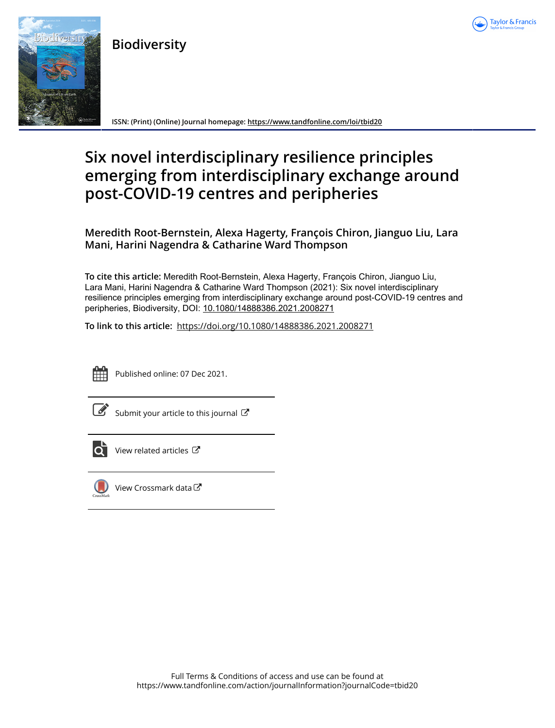# Biodiversity

ISSN: (Print) (Online) Journal homepage: https://www.tandfonline.com/loi/tbid20

# Six novel interdisciplinary resilience principles emerging from interdisciplinary exchange around post-COVID-19 centres and peripheries

**Meredith Root-Bernstein, Alexa Hagerty, François Chiron, Jianguo Liu, Lara Mani, Harini Nagendra & Catharine Ward Thompson**

**To cite this article:** Meredith Root-Bernstein, Alexa Hagerty, François Chiron, Jianguo Liu, Lara Mani, Harini Nagendra & Catharine Ward Thompson (2021): Six novel interdisciplinary resilience principles emerging from interdisciplinary exchange around post-COVID-19 centres and peripheries, Biodiversity, DOI: 10.1080/14888386.2021.2008271

**To link to this article:** https://doi.org/10.1080/14888386.2021.2008271

Published online: 07 Dec 2021.

Submit your article to this journal

View related articles

View Crossmark data

Full Terms & Conditions of access and use can be found at https://www.tandfonline.com/action/journalInformation?journalCode=tbid20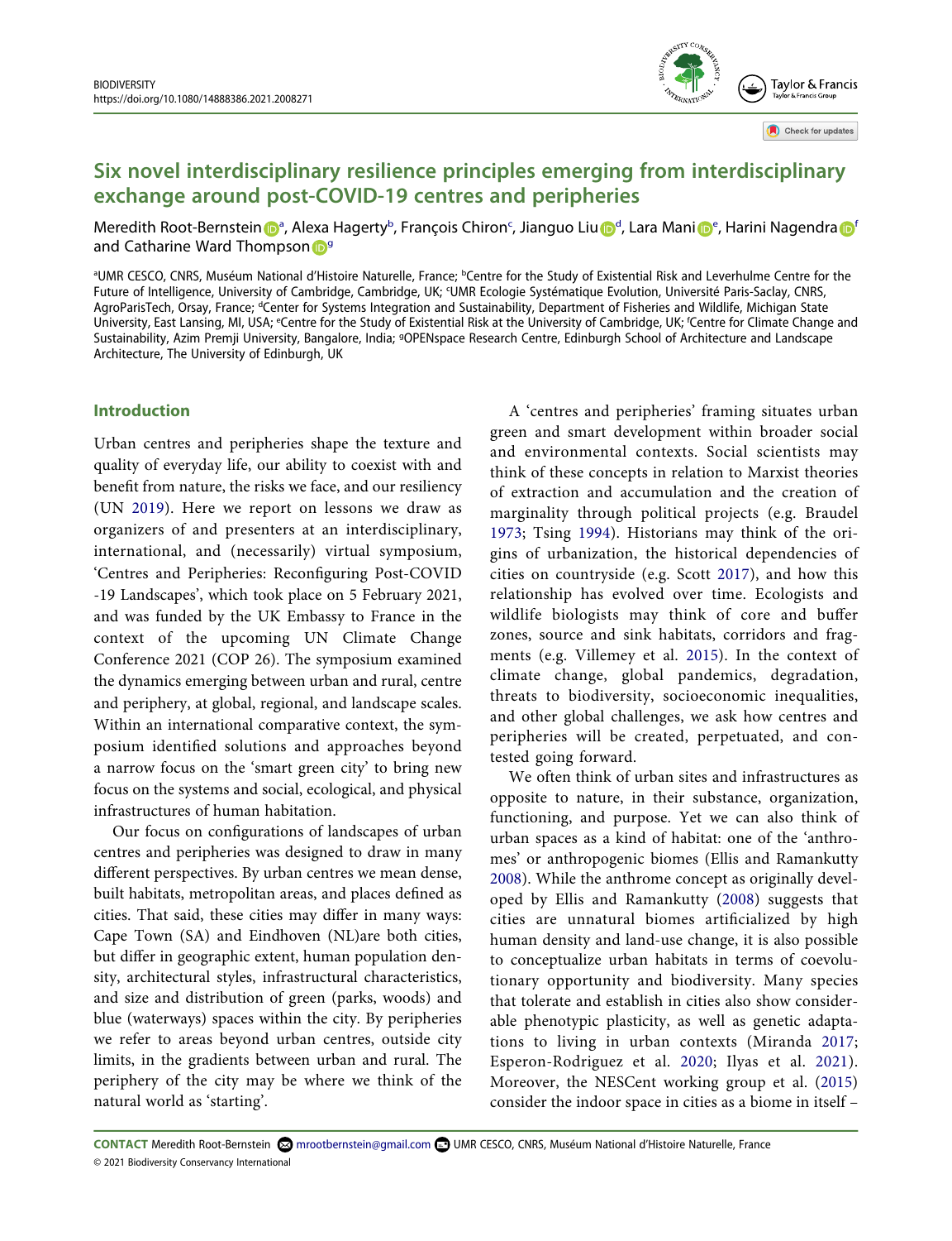# Six novel interdisciplinary resilience principles emerging from interdisciplinary exchange around post-COVID-19 centres and peripheries

Meredith Root-Bernstein[a], Alexa Hagerty[b], François Chiron[c], Jianguo Liu[d], Lara Mani[e], Harini Nagendra[f] and Catharine Ward Thompson[g]

[a]UMR CESCO, CNRS, Muséum National d'Histoire Naturelle, France; [b]Centre for the Study of Existential Risk and Leverhulme Centre for the Future of Intelligence, University of Cambridge, Cambridge, UK; [c]UMR Ecologie Systématique Evolution, Université Paris-Saclay, CNRS, AgroParisTech, Orsay, France; [d]Center for Systems Integration and Sustainability, Department of Fisheries and Wildlife, Michigan State University, East Lansing, MI, USA; [e]Centre for the Study of Existential Risk at the University of Cambridge, UK; [f]Centre for Climate Change and Sustainability, Azim Premji University, Bangalore, India; [g]OPENspace Research Centre, Edinburgh School of Architecture and Landscape Architecture, The University of Edinburgh, UK

## Introduction

Urban centres and peripheries shape the texture and quality of everyday life, our ability to coexist with and benefit from nature, the risks we face, and our resiliency (UN 2019). Here we report on lessons we draw as organizers of and presenters at an interdisciplinary, international, and (necessarily) virtual symposium, 'Centres and Peripheries: Reconfiguring Post-COVID-19 Landscapes', which took place on 5 February 2021, and was funded by the UK Embassy to France in the context of the upcoming UN Climate Change Conference 2021 (COP 26). The symposium examined the dynamics emerging between urban and rural, centre and periphery, at global, regional, and landscape scales. Within an international comparative context, the symposium identified solutions and approaches beyond a narrow focus on the 'smart green city' to bring new focus on the systems and social, ecological, and physical infrastructures of human habitation.

Our focus on configurations of landscapes of urban centres and peripheries was designed to draw in many different perspectives. By urban centres we mean dense, built habitats, metropolitan areas, and places defined as cities. That said, these cities may differ in many ways: Cape Town (SA) and Eindhoven (NL)are both cities, but differ in geographic extent, human population density, architectural styles, infrastructural characteristics, and size and distribution of green (parks, woods) and blue (waterways) spaces within the city. By peripheries we refer to areas beyond urban centres, outside city limits, in the gradients between urban and rural. The periphery of the city may be where we think of the natural world as 'starting'.

A 'centres and peripheries' framing situates urban green and smart development within broader social and environmental contexts. Social scientists may think of these concepts in relation to Marxist theories of extraction and accumulation and the creation of marginality through political projects (e.g. Braudel 1973; Tsing 1994). Historians may think of the origins of urbanization, the historical dependencies of cities on countryside (e.g. Scott 2017), and how this relationship has evolved over time. Ecologists and wildlife biologists may think of core and buffer zones, source and sink habitats, corridors and fragments (e.g. Villemey et al. 2015). In the context of climate change, global pandemics, degradation, threats to biodiversity, socioeconomic inequalities, and other global challenges, we ask how centres and peripheries will be created, perpetuated, and contested going forward.

We often think of urban sites and infrastructures as opposite to nature, in their substance, organization, functioning, and purpose. Yet we can also think of urban spaces as a kind of habitat: one of the 'anthromes' or anthropogenic biomes (Ellis and Ramankutty 2008). While the anthrome concept as originally developed by Ellis and Ramankutty (2008) suggests that cities are unnatural biomes artificialized by high human density and land-use change, it is also possible to conceptualize urban habitats in terms of coevolutionary opportunity and biodiversity. Many species that tolerate and establish in cities also show considerable phenotypic plasticity, as well as genetic adaptations to living in urban contexts (Miranda 2017; Esperon-Rodriguez et al. 2020; Ilyas et al. 2021). Moreover, the NESCent working group et al. (2015) consider the indoor space in cities as a biome in itself –

**CONTACT** Meredith Root-Bernstein mrootbernstein@gmail.com UMR CESCO, CNRS, Muséum National d'Histoire Naturelle, France

© 2021 Biodiversity Conservancy International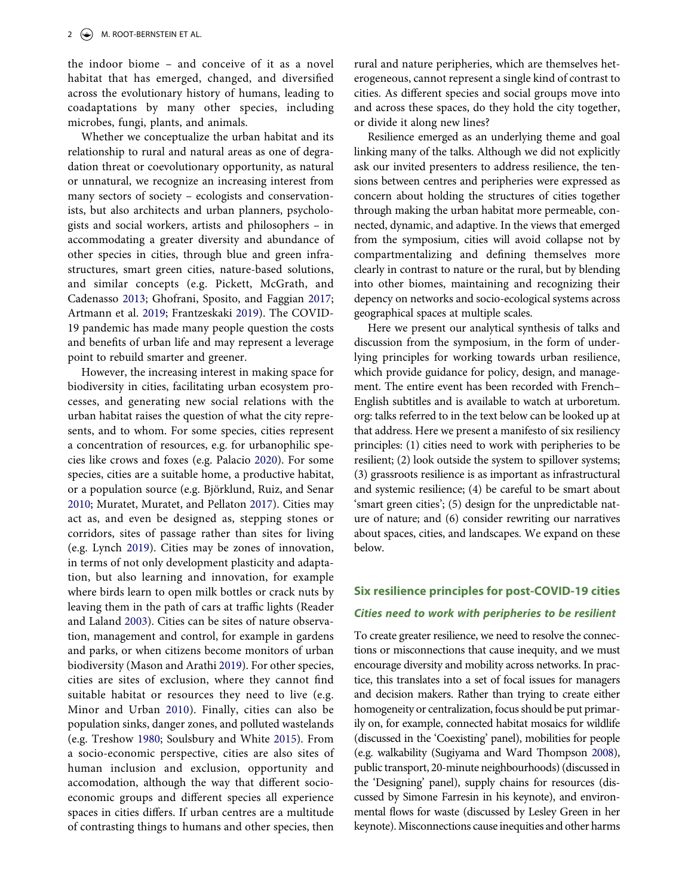the indoor biome – and conceive of it as a novel habitat that has emerged, changed, and diversified across the evolutionary history of humans, leading to coadaptations by many other species, including microbes, fungi, plants, and animals.

Whether we conceptualize the urban habitat and its relationship to rural and natural areas as one of degradation threat or coevolutionary opportunity, as natural or unnatural, we recognize an increasing interest from many sectors of society – ecologists and conservationists, but also architects and urban planners, psychologists and social workers, artists and philosophers – in accommodating a greater diversity and abundance of other species in cities, through blue and green infrastructures, smart green cities, nature-based solutions, and similar concepts (e.g. Pickett, McGrath, and Cadenasso 2013; Ghofrani, Sposito, and Faggian 2017; Artmann et al. 2019; Frantzeskaki 2019). The COVID-19 pandemic has made many people question the costs and benefits of urban life and may represent a leverage point to rebuild smarter and greener.

However, the increasing interest in making space for biodiversity in cities, facilitating urban ecosystem processes, and generating new social relations with the urban habitat raises the question of what the city represents, and to whom. For some species, cities represent a concentration of resources, e.g. for urbanophilic species like crows and foxes (e.g. Palacio 2020). For some species, cities are a suitable home, a productive habitat, or a population source (e.g. Björklund, Ruiz, and Senar 2010; Muratet, Muratet, and Pellaton 2017). Cities may act as, and even be designed as, stepping stones or corridors, sites of passage rather than sites for living (e.g. Lynch 2019). Cities may be zones of innovation, in terms of not only development plasticity and adaptation, but also learning and innovation, for example where birds learn to open milk bottles or crack nuts by leaving them in the path of cars at traffic lights (Reader and Laland 2003). Cities can be sites of nature observation, management and control, for example in gardens and parks, or when citizens become monitors of urban biodiversity (Mason and Arathi 2019). For other species, cities are sites of exclusion, where they cannot find suitable habitat or resources they need to live (e.g. Minor and Urban 2010). Finally, cities can also be population sinks, danger zones, and polluted wastelands (e.g. Treshow 1980; Soulsbury and White 2015). From a socio-economic perspective, cities are also sites of human inclusion and exclusion, opportunity and accomodation, although the way that different socio-economic groups and different species all experience spaces in cities differs. If urban centres are a multitude of contrasting things to humans and other species, then rural and nature peripheries, which are themselves heterogeneous, cannot represent a single kind of contrast to cities. As different species and social groups move into and across these spaces, do they hold the city together, or divide it along new lines?

Resilience emerged as an underlying theme and goal linking many of the talks. Although we did not explicitly ask our invited presenters to address resilience, the tensions between centres and peripheries were expressed as concern about holding the structures of cities together through making the urban habitat more permeable, connected, dynamic, and adaptive. In the views that emerged from the symposium, cities will avoid collapse not by compartmentalizing and defining themselves more clearly in contrast to nature or the rural, but by blending into other biomes, maintaining and recognizing their depency on networks and socio-ecological systems across geographical spaces at multiple scales.

Here we present our analytical synthesis of talks and discussion from the symposium, in the form of underlying principles for working towards urban resilience, which provide guidance for policy, design, and management. The entire event has been recorded with French–English subtitles and is available to watch at urboretum.org: talks referred to in the text below can be looked up at that address. Here we present a manifesto of six resiliency principles: (1) cities need to work with peripheries to be resilient; (2) look outside the system to spillover systems; (3) grassroots resilience is as important as infrastructural and systemic resilience; (4) be careful to be smart about 'smart green cities'; (5) design for the unpredictable nature of nature; and (6) consider rewriting our narratives about spaces, cities, and landscapes. We expand on these below.

## Six resilience principles for post-COVID-19 cities

### *Cities need to work with peripheries to be resilient*

To create greater resilience, we need to resolve the connections or misconnections that cause inequity, and we must encourage diversity and mobility across networks. In practice, this translates into a set of focal issues for managers and decision makers. Rather than trying to create either homogeneity or centralization, focus should be put primarily on, for example, connected habitat mosaics for wildlife (discussed in the 'Coexisting' panel), mobilities for people (e.g. walkability (Sugiyama and Ward Thompson 2008), public transport, 20-minute neighbourhoods) (discussed in the 'Designing' panel), supply chains for resources (discussed by Simone Farresin in his keynote), and environmental flows for waste (discussed by Lesley Green in her keynote). Misconnections cause inequities and other harms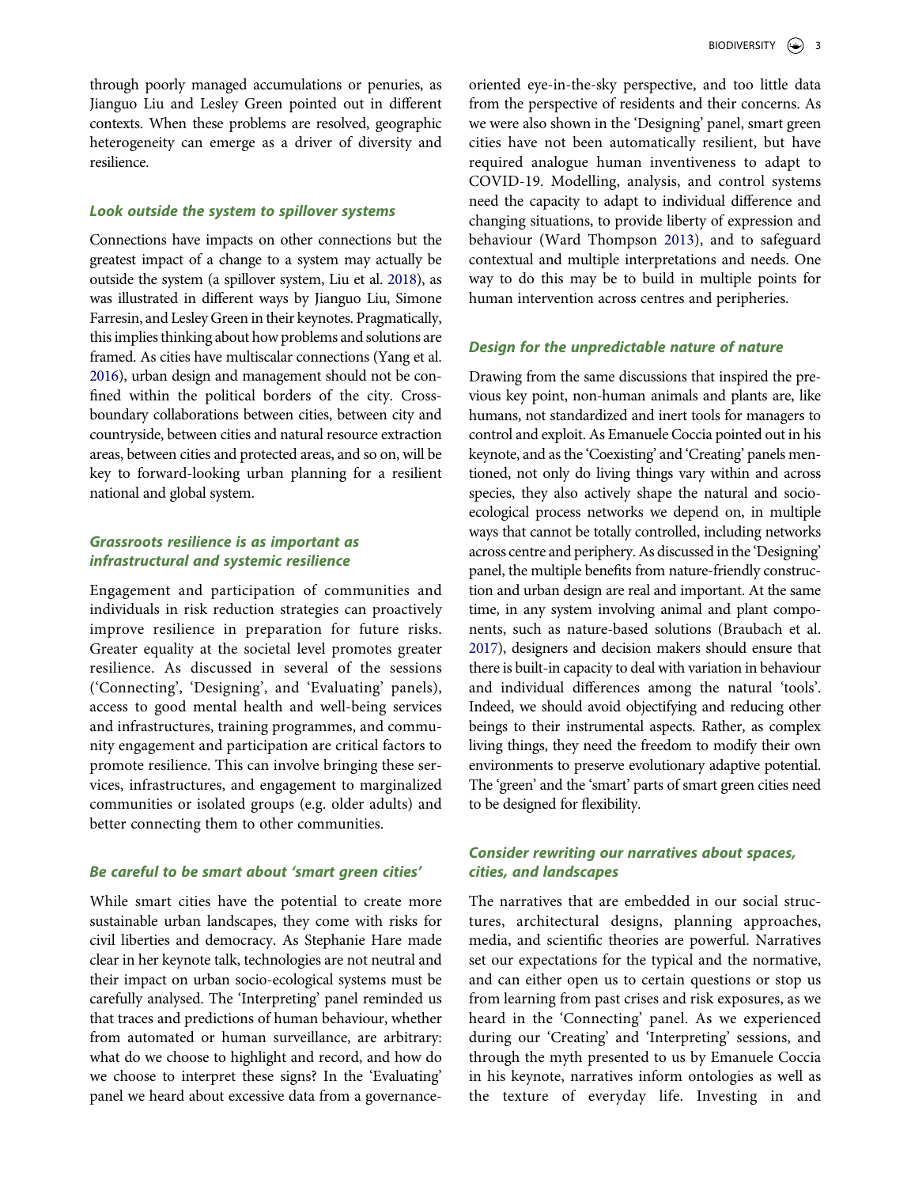through poorly managed accumulations or penuries, as Jianguo Liu and Lesley Green pointed out in different contexts. When these problems are resolved, geographic heterogeneity can emerge as a driver of diversity and resilience.

### *Look outside the system to spillover systems*

Connections have impacts on other connections but the greatest impact of a change to a system may actually be outside the system (a spillover system, Liu et al. 2018), as was illustrated in different ways by Jianguo Liu, Simone Farresin, and Lesley Green in their keynotes. Pragmatically, this implies thinking about how problems and solutions are framed. As cities have multiscalar connections (Yang et al. 2016), urban design and management should not be confined within the political borders of the city. Cross-boundary collaborations between cities, between city and countryside, between cities and natural resource extraction areas, between cities and protected areas, and so on, will be key to forward-looking urban planning for a resilient national and global system.

### *Grassroots resilience is as important as infrastructural and systemic resilience*

Engagement and participation of communities and individuals in risk reduction strategies can proactively improve resilience in preparation for future risks. Greater equality at the societal level promotes greater resilience. As discussed in several of the sessions ('Connecting', 'Designing', and 'Evaluating' panels), access to good mental health and well-being services and infrastructures, training programmes, and community engagement and participation are critical factors to promote resilience. This can involve bringing these services, infrastructures, and engagement to marginalized communities or isolated groups (e.g. older adults) and better connecting them to other communities.

### *Be careful to be smart about 'smart green cities'*

While smart cities have the potential to create more sustainable urban landscapes, they come with risks for civil liberties and democracy. As Stephanie Hare made clear in her keynote talk, technologies are not neutral and their impact on urban socio-ecological systems must be carefully analysed. The 'Interpreting' panel reminded us that traces and predictions of human behaviour, whether from automated or human surveillance, are arbitrary: what do we choose to highlight and record, and how do we choose to interpret these signs? In the 'Evaluating' panel we heard about excessive data from a governance-oriented eye-in-the-sky perspective, and too little data from the perspective of residents and their concerns. As we were also shown in the 'Designing' panel, smart green cities have not been automatically resilient, but have required analogue human inventiveness to adapt to COVID-19. Modelling, analysis, and control systems need the capacity to adapt to individual difference and changing situations, to provide liberty of expression and behaviour (Ward Thompson 2013), and to safeguard contextual and multiple interpretations and needs. One way to do this may be to build in multiple points for human intervention across centres and peripheries.

### *Design for the unpredictable nature of nature*

Drawing from the same discussions that inspired the previous key point, non-human animals and plants are, like humans, not standardized and inert tools for managers to control and exploit. As Emanuele Coccia pointed out in his keynote, and as the 'Coexisting' and 'Creating' panels mentioned, not only do living things vary within and across species, they also actively shape the natural and socio-ecological process networks we depend on, in multiple ways that cannot be totally controlled, including networks across centre and periphery. As discussed in the 'Designing' panel, the multiple benefits from nature-friendly construction and urban design are real and important. At the same time, in any system involving animal and plant components, such as nature-based solutions (Braubach et al. 2017), designers and decision makers should ensure that there is built-in capacity to deal with variation in behaviour and individual differences among the natural 'tools'. Indeed, we should avoid objectifying and reducing other beings to their instrumental aspects. Rather, as complex living things, they need the freedom to modify their own environments to preserve evolutionary adaptive potential. The 'green' and the 'smart' parts of smart green cities need to be designed for flexibility.

### *Consider rewriting our narratives about spaces, cities, and landscapes*

The narratives that are embedded in our social structures, architectural designs, planning approaches, media, and scientific theories are powerful. Narratives set our expectations for the typical and the normative, and can either open us to certain questions or stop us from learning from past crises and risk exposures, as we heard in the 'Connecting' panel. As we experienced during our 'Creating' and 'Interpreting' sessions, and through the myth presented to us by Emanuele Coccia in his keynote, narratives inform ontologies as well as the texture of everyday life. Investing in and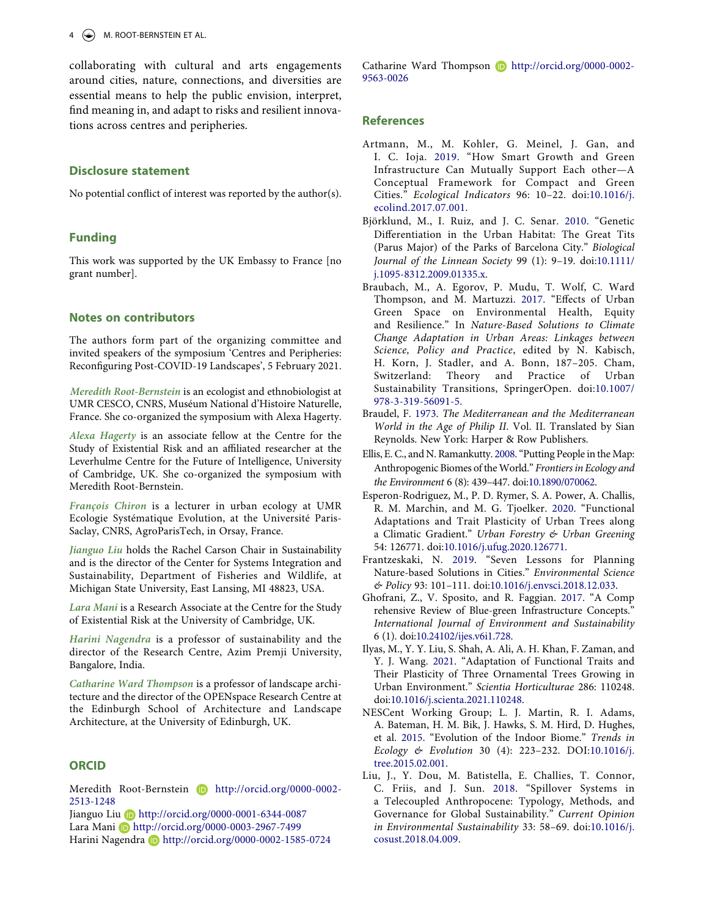collaborating with cultural and arts engagements around cities, nature, connections, and diversities are essential means to help the public envision, interpret, find meaning in, and adapt to risks and resilient innovations across centres and peripheries.

## Disclosure statement

No potential conflict of interest was reported by the author(s).

## Funding

This work was supported by the UK Embassy to France [no grant number].

## Notes on contributors

The authors form part of the organizing committee and invited speakers of the symposium 'Centres and Peripheries: Reconfiguring Post-COVID-19 Landscapes', 5 February 2021.

*Meredith Root-Bernstein* is an ecologist and ethnobiologist at UMR CESCO, CNRS, Muséum National d'Histoire Naturelle, France. She co-organized the symposium with Alexa Hagerty.

*Alexa Hagerty* is an associate fellow at the Centre for the Study of Existential Risk and an affiliated researcher at the Leverhulme Centre for the Future of Intelligence, University of Cambridge, UK. She co-organized the symposium with Meredith Root-Bernstein.

*François Chiron* is a lecturer in urban ecology at UMR Ecologie Systématique Evolution, at the Université Paris-Saclay, CNRS, AgroParisTech, in Orsay, France.

*Jianguo Liu* holds the Rachel Carson Chair in Sustainability and is the director of the Center for Systems Integration and Sustainability, Department of Fisheries and Wildlife, at Michigan State University, East Lansing, MI 48823, USA.

*Lara Mani* is a Research Associate at the Centre for the Study of Existential Risk at the University of Cambridge, UK.

*Harini Nagendra* is a professor of sustainability and the director of the Research Centre, Azim Premji University, Bangalore, India.

*Catharine Ward Thompson* is a professor of landscape architecture and the director of the OPENspace Research Centre at the Edinburgh School of Architecture and Landscape Architecture, at the University of Edinburgh, UK.

## ORCID

Meredith Root-Bernstein http://orcid.org/0000-0002-2513-1248
Jianguo Liu http://orcid.org/0000-0001-6344-0087
Lara Mani http://orcid.org/0000-0003-2967-7499
Harini Nagendra http://orcid.org/0000-0002-1585-0724
Catharine Ward Thompson http://orcid.org/0000-0002-9563-0026

## References

Artmann, M., M. Kohler, G. Meinel, J. Gan, and I. C. Ioja. 2019. "How Smart Growth and Green Infrastructure Can Mutually Support Each other—A Conceptual Framework for Compact and Green Cities." *Ecological Indicators* 96: 10–22. doi:10.1016/j.ecolind.2017.07.001.

Björklund, M., I. Ruiz, and J. C. Senar. 2010. "Genetic Differentiation in the Urban Habitat: The Great Tits (Parus Major) of the Parks of Barcelona City." *Biological Journal of the Linnean Society* 99 (1): 9–19. doi:10.1111/j.1095-8312.2009.01335.x.

Braubach, M., A. Egorov, P. Mudu, T. Wolf, C. Ward Thompson, and M. Martuzzi. 2017. "Effects of Urban Green Space on Environmental Health, Equity and Resilience." In *Nature-Based Solutions to Climate Change Adaptation in Urban Areas: Linkages between Science, Policy and Practice*, edited by N. Kabisch, H. Korn, J. Stadler, and A. Bonn, 187–205. Cham, Switzerland: Theory and Practice of Urban Sustainability Transitions, SpringerOpen. doi:10.1007/978-3-319-56091-5.

Braudel, F. 1973. *The Mediterranean and the Mediterranean World in the Age of Philip II*. Vol. II. Translated by Sian Reynolds. New York: Harper & Row Publishers.

Ellis, E. C., and N. Ramankutty. 2008. "Putting People in the Map: Anthropogenic Biomes of the World." *Frontiers in Ecology and the Environment* 6 (8): 439–447. doi:10.1890/070062.

Esperon-Rodriguez, M., P. D. Rymer, S. A. Power, A. Challis, R. M. Marchin, and M. G. Tjoelker. 2020. "Functional Adaptations and Trait Plasticity of Urban Trees along a Climatic Gradient." *Urban Forestry & Urban Greening* 54: 126771. doi:10.1016/j.ufug.2020.126771.

Frantzeskaki, N. 2019. "Seven Lessons for Planning Nature-based Solutions in Cities." *Environmental Science & Policy* 93: 101–111. doi:10.1016/j.envsci.2018.12.033.

Ghofrani, Z., V. Sposito, and R. Faggian. 2017. "A Comprehensive Review of Blue-green Infrastructure Concepts." *International Journal of Environment and Sustainability* 6 (1). doi:10.24102/ijes.v6i1.728.

Ilyas, M., Y. Y. Liu, S. Shah, A. Ali, A. H. Khan, F. Zaman, and Y. J. Wang. 2021. "Adaptation of Functional Traits and Their Plasticity of Three Ornamental Trees Growing in Urban Environment." *Scientia Horticulturae* 286: 110248. doi:10.1016/j.scienta.2021.110248.

NESCent Working Group; L. J. Martin, R. I. Adams, A. Bateman, H. M. Bik, J. Hawks, S. M. Hird, D. Hughes, et al. 2015. "Evolution of the Indoor Biome." *Trends in Ecology & Evolution* 30 (4): 223–232. DOI:10.1016/j.tree.2015.02.001.

Liu, J., Y. Dou, M. Batistella, E. Challies, T. Connor, C. Friis, and J. Sun. 2018. "Spillover Systems in a Telecoupled Anthropocene: Typology, Methods, and Governance for Global Sustainability." *Current Opinion in Environmental Sustainability* 33: 58–69. doi:10.1016/j.cosust.2018.04.009.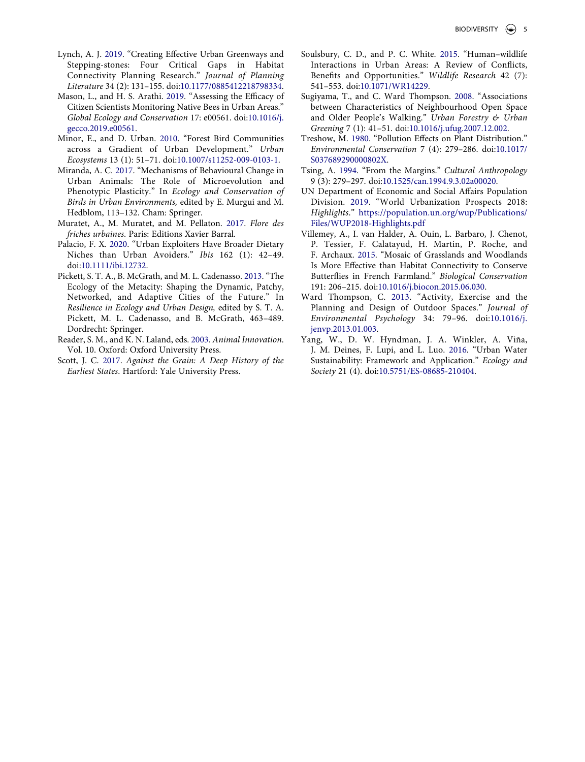Lynch, A. J. 2019. "Creating Effective Urban Greenways and Stepping-stones: Four Critical Gaps in Habitat Connectivity Planning Research." *Journal of Planning Literature* 34 (2): 131–155. doi:10.1177/0885412218798334.

Mason, L., and H. S. Arathi. 2019. "Assessing the Efficacy of Citizen Scientists Monitoring Native Bees in Urban Areas." *Global Ecology and Conservation* 17: e00561. doi:10.1016/j.gecco.2019.e00561.

Minor, E., and D. Urban. 2010. "Forest Bird Communities across a Gradient of Urban Development." *Urban Ecosystems* 13 (1): 51–71. doi:10.1007/s11252-009-0103-1.

Miranda, A. C. 2017. "Mechanisms of Behavioural Change in Urban Animals: The Role of Microevolution and Phenotypic Plasticity." In *Ecology and Conservation of Birds in Urban Environments,* edited by E. Murgui and M. Hedblom, 113–132. Cham: Springer.

Muratet, A., M. Muratet, and M. Pellaton. 2017. *Flore des friches urbaines*. Paris: Editions Xavier Barral.

Palacio, F. X. 2020. "Urban Exploiters Have Broader Dietary Niches than Urban Avoiders." *Ibis* 162 (1): 42–49. doi:10.1111/ibi.12732.

Pickett, S. T. A., B. McGrath, and M. L. Cadenasso. 2013. "The Ecology of the Metacity: Shaping the Dynamic, Patchy, Networked, and Adaptive Cities of the Future." In *Resilience in Ecology and Urban Design,* edited by S. T. A. Pickett, M. L. Cadenasso, and B. McGrath, 463–489. Dordrecht: Springer.

Reader, S. M., and K. N. Laland, eds. 2003. *Animal Innovation*. Vol. 10. Oxford: Oxford University Press.

Scott, J. C. 2017. *Against the Grain: A Deep History of the Earliest States*. Hartford: Yale University Press.

Soulsbury, C. D., and P. C. White. 2015. "Human–wildlife Interactions in Urban Areas: A Review of Conflicts, Benefits and Opportunities." *Wildlife Research* 42 (7): 541–553. doi:10.1071/WR14229.

Sugiyama, T., and C. Ward Thompson. 2008. "Associations between Characteristics of Neighbourhood Open Space and Older People's Walking." *Urban Forestry & Urban Greening* 7 (1): 41–51. doi:10.1016/j.ufug.2007.12.002.

Treshow, M. 1980. "Pollution Effects on Plant Distribution." *Environmental Conservation* 7 (4): 279–286. doi:10.1017/S037689290000802X.

Tsing, A. 1994. "From the Margins." *Cultural Anthropology* 9 (3): 279–297. doi:10.1525/can.1994.9.3.02a00020.

UN Department of Economic and Social Affairs Population Division. 2019. "World Urbanization Prospects 2018: *Highlights*." https://population.un.org/wup/Publications/Files/WUP2018-Highlights.pdf

Villemey, A., I. van Halder, A. Ouin, L. Barbaro, J. Chenot, P. Tessier, F. Calatayud, H. Martin, P. Roche, and F. Archaux. 2015. "Mosaic of Grasslands and Woodlands Is More Effective than Habitat Connectivity to Conserve Butterflies in French Farmland." *Biological Conservation* 191: 206–215. doi:10.1016/j.biocon.2015.06.030.

Ward Thompson, C. 2013. "Activity, Exercise and the Planning and Design of Outdoor Spaces." *Journal of Environmental Psychology* 34: 79–96. doi:10.1016/j.jenvp.2013.01.003.

Yang, W., D. W. Hyndman, J. A. Winkler, A. Viña, J. M. Deines, F. Lupi, and L. Luo. 2016. "Urban Water Sustainability: Framework and Application." *Ecology and Society* 21 (4). doi:10.5751/ES-08685-210404.